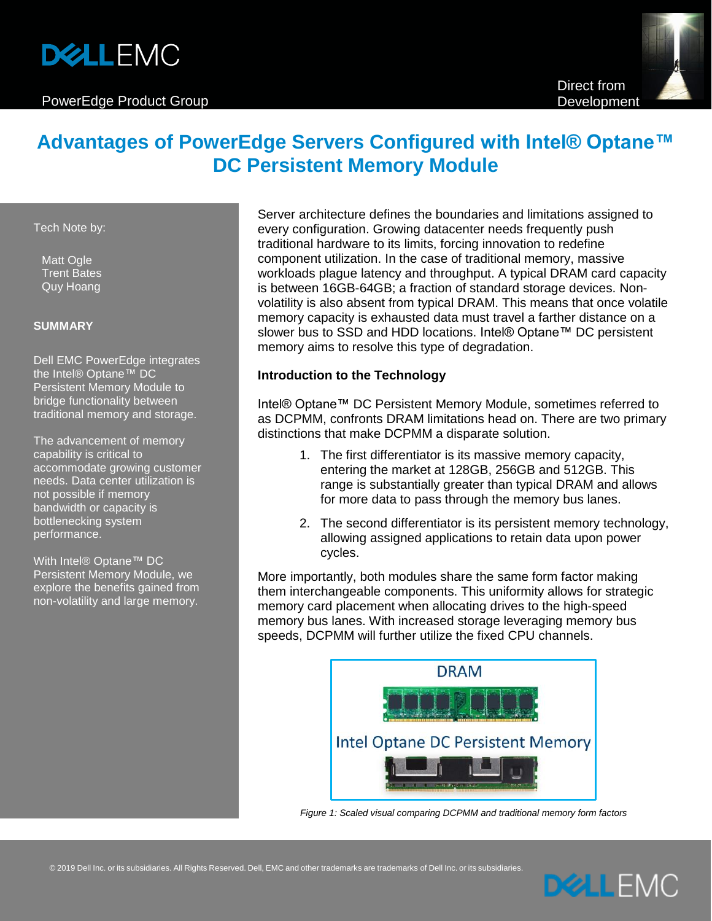PowerEdge Product Group

Direct from Development

# Advantages of PowerEdge Servers Configured with Intel® Optane™ DC Persistent Memory Module

Tech Note by:

Matt Ogle
Trent Bates
Quy Hoang

**SUMMARY**

Dell EMC PowerEdge integrates the Intel® Optane™ DC Persistent Memory Module to bridge functionality between traditional memory and storage.

The advancement of memory capability is critical to accommodate growing customer needs. Data center utilization is not possible if memory bandwidth or capacity is bottlenecking system performance.

With Intel® Optane™ DC Persistent Memory Module, we explore the benefits gained from non-volatility and large memory.

Server architecture defines the boundaries and limitations assigned to every configuration. Growing datacenter needs frequently push traditional hardware to its limits, forcing innovation to redefine component utilization. In the case of traditional memory, massive workloads plague latency and throughput. A typical DRAM card capacity is between 16GB-64GB; a fraction of standard storage devices. Non-volatility is also absent from typical DRAM. This means that once volatile memory capacity is exhausted data must travel a farther distance on a slower bus to SSD and HDD locations. Intel® Optane™ DC persistent memory aims to resolve this type of degradation.

## Introduction to the Technology

Intel® Optane™ DC Persistent Memory Module, sometimes referred to as DCPMM, confronts DRAM limitations head on. There are two primary distinctions that make DCPMM a disparate solution.

1. The first differentiator is its massive memory capacity, entering the market at 128GB, 256GB and 512GB. This range is substantially greater than typical DRAM and allows for more data to pass through the memory bus lanes.
2. The second differentiator is its persistent memory technology, allowing assigned applications to retain data upon power cycles.

More importantly, both modules share the same form factor making them interchangeable components. This uniformity allows for strategic memory card placement when allocating drives to the high-speed memory bus lanes. With increased storage leveraging memory bus speeds, DCPMM will further utilize the fixed CPU channels.

DRAM

Intel Optane DC Persistent Memory

*Figure 1: Scaled visual comparing DCPMM and traditional memory form factors*

© 2019 Dell Inc. or its subsidiaries. All Rights Reserved. Dell, EMC and other trademarks are trademarks of Dell Inc. or its subsidiaries.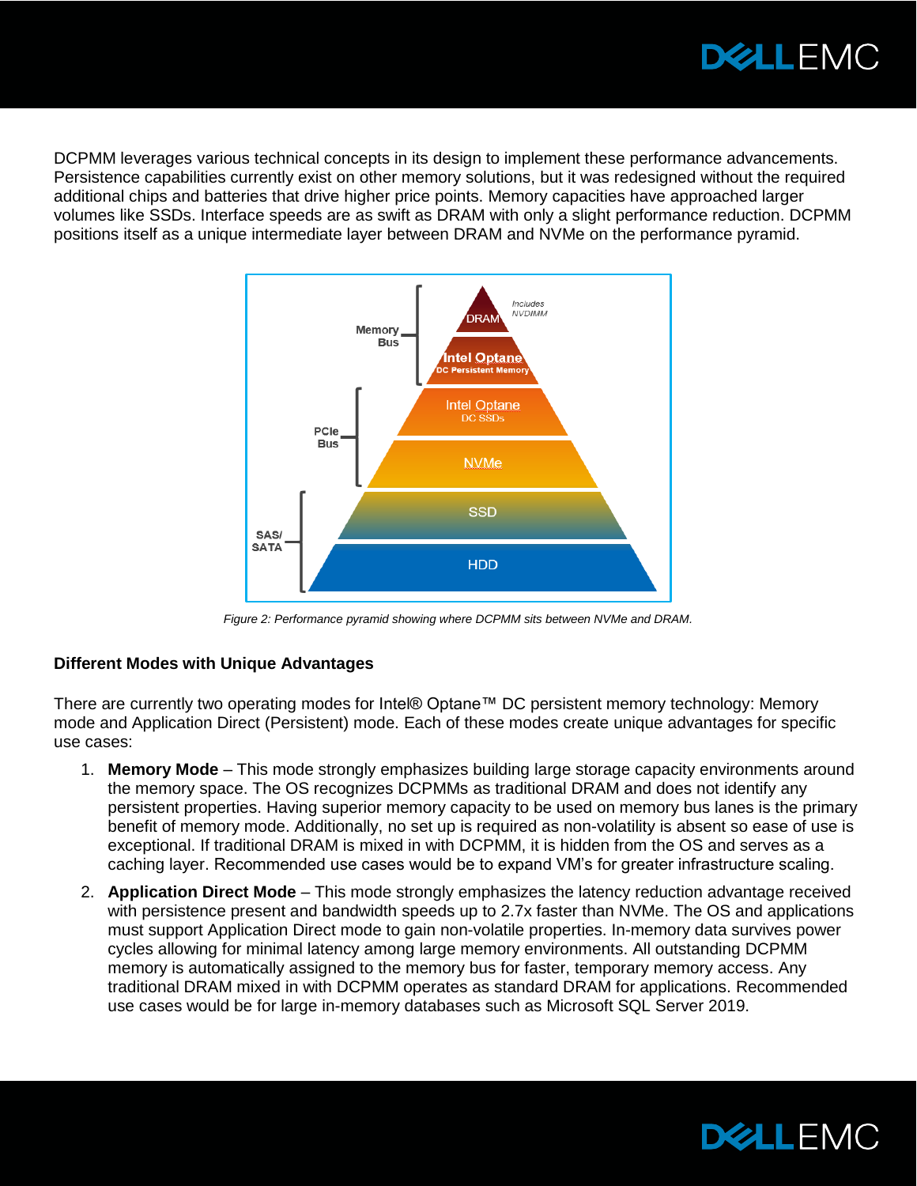DCPMM leverages various technical concepts in its design to implement these performance advancements. Persistence capabilities currently exist on other memory solutions, but it was redesigned without the required additional chips and batteries that drive higher price points. Memory capacities have approached larger volumes like SSDs. Interface speeds are as swift as DRAM with only a slight performance reduction. DCPMM positions itself as a unique intermediate layer between DRAM and NVMe on the performance pyramid.

*Figure 2: Performance pyramid showing where DCPMM sits between NVMe and DRAM.*

### Different Modes with Unique Advantages

There are currently two operating modes for Intel® Optane™ DC persistent memory technology: Memory mode and Application Direct (Persistent) mode. Each of these modes create unique advantages for specific use cases:

1. **Memory Mode** – This mode strongly emphasizes building large storage capacity environments around the memory space. The OS recognizes DCPMMs as traditional DRAM and does not identify any persistent properties. Having superior memory capacity to be used on memory bus lanes is the primary benefit of memory mode. Additionally, no set up is required as non-volatility is absent so ease of use is exceptional. If traditional DRAM is mixed in with DCPMM, it is hidden from the OS and serves as a caching layer. Recommended use cases would be to expand VM's for greater infrastructure scaling.
2. **Application Direct Mode** – This mode strongly emphasizes the latency reduction advantage received with persistence present and bandwidth speeds up to 2.7x faster than NVMe. The OS and applications must support Application Direct mode to gain non-volatile properties. In-memory data survives power cycles allowing for minimal latency among large memory environments. All outstanding DCPMM memory is automatically assigned to the memory bus for faster, temporary memory access. Any traditional DRAM mixed in with DCPMM operates as standard DRAM for applications. Recommended use cases would be for large in-memory databases such as Microsoft SQL Server 2019.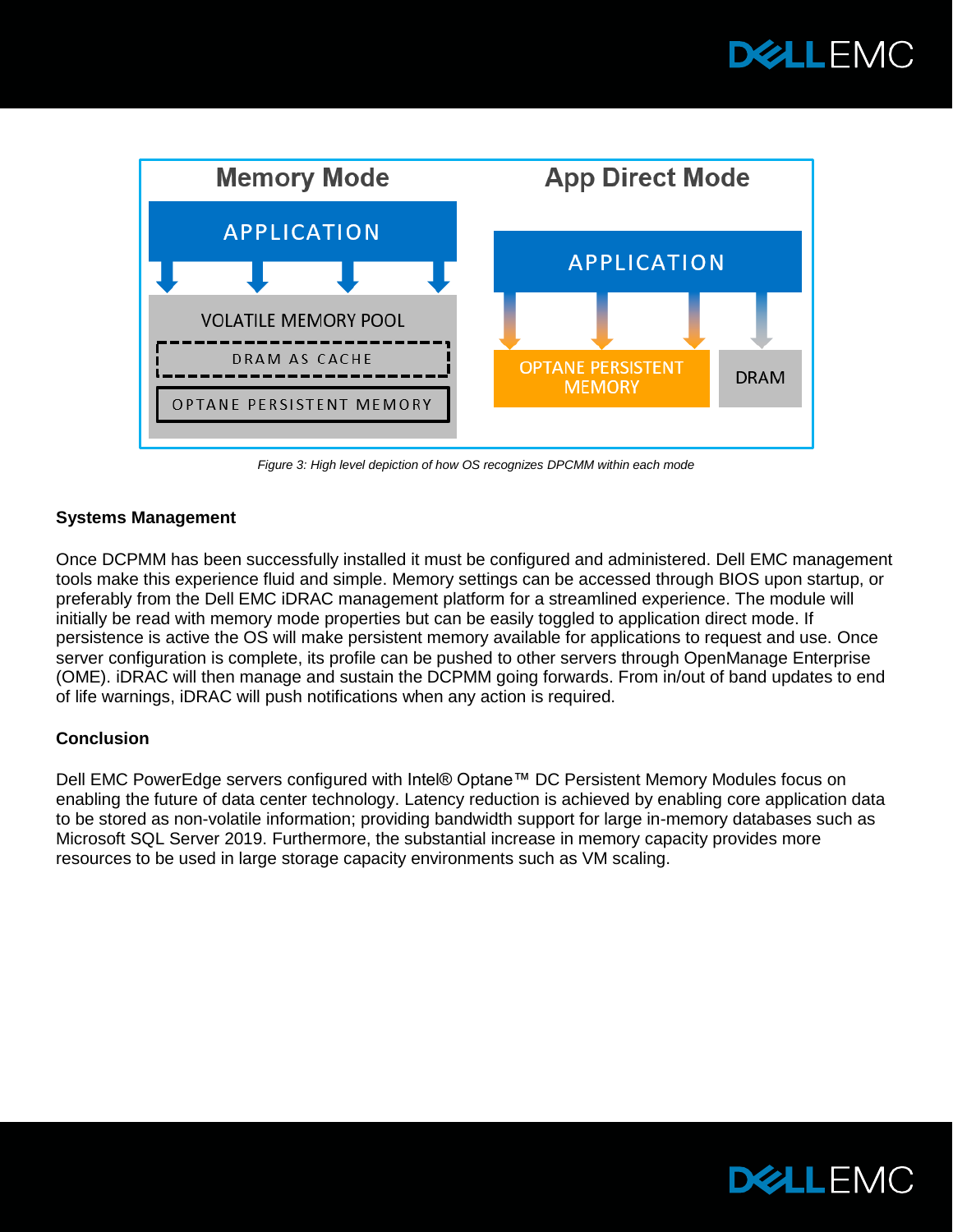Memory Mode

APPLICATION

VOLATILE MEMORY POOL

DRAM AS CACHE

OPTANE PERSISTENT MEMORY

App Direct Mode

APPLICATION

OPTANE PERSISTENT MEMORY

DRAM

*Figure 3: High level depiction of how OS recognizes DPCMM within each mode*

**Systems Management**

Once DCPMM has been successfully installed it must be configured and administered. Dell EMC management tools make this experience fluid and simple. Memory settings can be accessed through BIOS upon startup, or preferably from the Dell EMC iDRAC management platform for a streamlined experience. The module will initially be read with memory mode properties but can be easily toggled to application direct mode. If persistence is active the OS will make persistent memory available for applications to request and use. Once server configuration is complete, its profile can be pushed to other servers through OpenManage Enterprise (OME). iDRAC will then manage and sustain the DCPMM going forwards. From in/out of band updates to end of life warnings, iDRAC will push notifications when any action is required.

**Conclusion**

Dell EMC PowerEdge servers configured with Intel® Optane™ DC Persistent Memory Modules focus on enabling the future of data center technology. Latency reduction is achieved by enabling core application data to be stored as non-volatile information; providing bandwidth support for large in-memory databases such as Microsoft SQL Server 2019. Furthermore, the substantial increase in memory capacity provides more resources to be used in large storage capacity environments such as VM scaling.